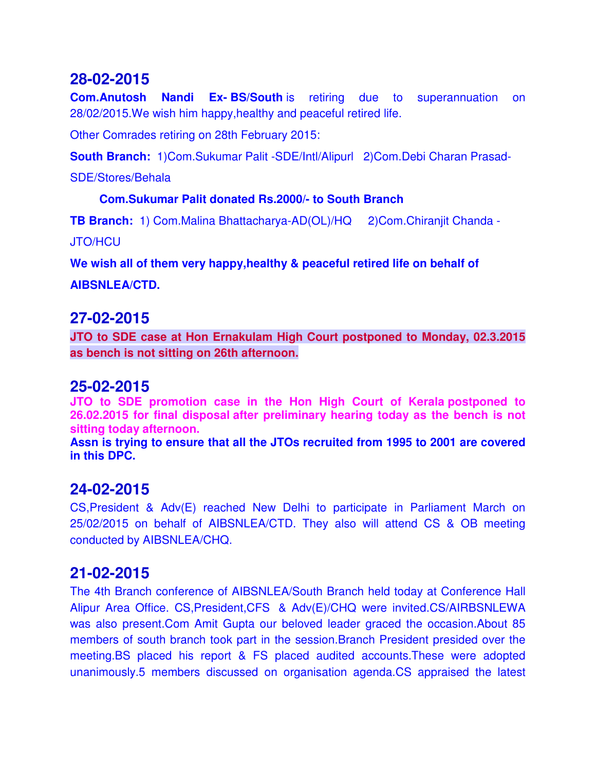## 28-02-2015

**Com.Anutosh Nandi Ex- BS/South** is retiring due to superannuation on 28/02/2015.We wish him happy,healthy and peaceful retired life.

Other Comrades retiring on 28th February 2015:

**South Branch:** 1)Com.Sukumar Palit -SDE/Intl/Alipurl 2)Com.Debi Charan Prasad-SDE/Stores/Behala

**Com.Sukumar Palit donated Rs.2000/- to South Branch**

**TB Branch:** 1) Com.Malina Bhattacharya-AD(OL)/HQ 2)Com.Chiranjit Chanda - JTO/HCU

**We wish all of them very happy,healthy & peaceful retired life on behalf of AIBSNLEA/CTD.**

## 27-02-2015

**JTO to SDE case at Hon Ernakulam High Court postponed to Monday, 02.3.2015 as bench is not sitting on 26th afternoon.**

## 25-02-2015

**JTO to SDE promotion case in the Hon High Court of Kerala postponed to 26.02.2015 for final disposal after preliminary hearing today as the bench is not sitting today afternoon.**

**Assn is trying to ensure that all the JTOs recruited from 1995 to 2001 are covered in this DPC.**

## 24-02-2015

CS,President & Adv(E) reached New Delhi to participate in Parliament March on 25/02/2015 on behalf of AIBSNLEA/CTD. They also will attend CS & OB meeting conducted by AIBSNLEA/CHQ.

## 21-02-2015

The 4th Branch conference of AIBSNLEA/South Branch held today at Conference Hall Alipur Area Office. CS,President,CFS & Adv(E)/CHQ were invited.CS/AIRBSNLEWA was also present.Com Amit Gupta our beloved leader graced the occasion.About 85 members of south branch took part in the session.Branch President presided over the meeting.BS placed his report & FS placed audited accounts.These were adopted unanimously.5 members discussed on organisation agenda.CS appraised the latest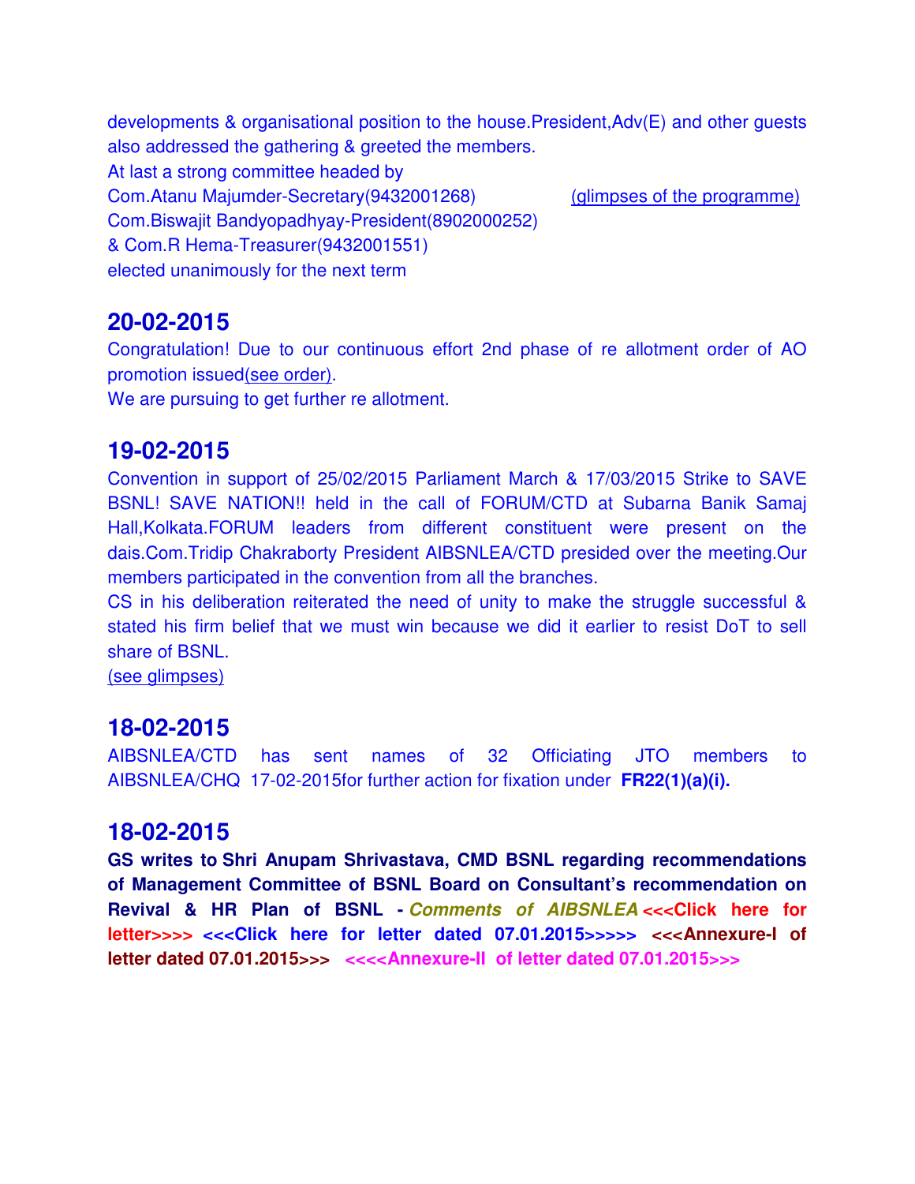developments & organisational position to the house.President,Adv(E) and other guests also addressed the gathering & greeted the members.
At last a strong committee headed by
Com.Atanu Majumder-Secretary(9432001268) (glimpses of the programme)
Com.Biswajit Bandyopadhyay-President(8902000252)
& Com.R Hema-Treasurer(9432001551)
elected unanimously for the next term

## 20-02-2015

Congratulation! Due to our continuous effort 2nd phase of re allotment order of AO promotion issued(see order).
We are pursuing to get further re allotment.

## 19-02-2015

Convention in support of 25/02/2015 Parliament March & 17/03/2015 Strike to SAVE BSNL! SAVE NATION!! held in the call of FORUM/CTD at Subarna Banik Samaj Hall,Kolkata.FORUM leaders from different constituent were present on the dais.Com.Tridip Chakraborty President AIBSNLEA/CTD presided over the meeting.Our members participated in the convention from all the branches.
CS in his deliberation reiterated the need of unity to make the struggle successful & stated his firm belief that we must win because we did it earlier to resist DoT to sell share of BSNL.
(see glimpses)

## 18-02-2015

AIBSNLEA/CTD has sent names of 32 Officiating JTO members to AIBSNLEA/CHQ 17-02-2015for further action for fixation under **FR22(1)(a)(i).**

## 18-02-2015

**GS writes to Shri Anupam Shrivastava, CMD BSNL regarding recommendations of Management Committee of BSNL Board on Consultant's recommendation on Revival & HR Plan of BSNL -** ***Comments of AIBSNLEA*** **<<<Click here for letter>>>> <<<Click here for letter dated 07.01.2015>>>>> <<<Annexure-I of letter dated 07.01.2015>>> <<<<Annexure-II of letter dated 07.01.2015>>>**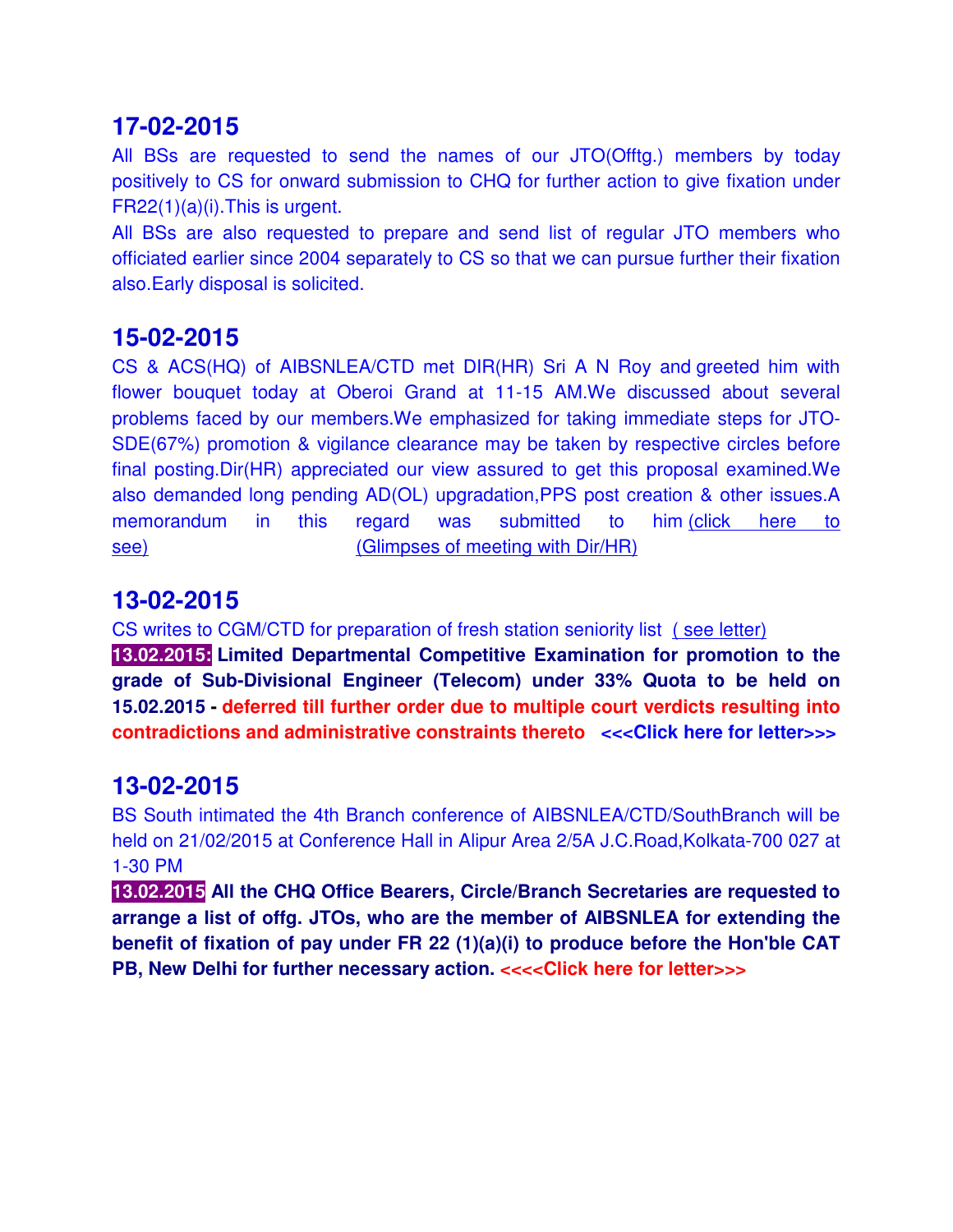## 17-02-2015

All BSs are requested to send the names of our JTO(Offtg.) members by today positively to CS for onward submission to CHQ for further action to give fixation under FR22(1)(a)(i).This is urgent.

All BSs are also requested to prepare and send list of regular JTO members who officiated earlier since 2004 separately to CS so that we can pursue further their fixation also.Early disposal is solicited.

## 15-02-2015

CS & ACS(HQ) of AIBSNLEA/CTD met DIR(HR) Sri A N Roy and greeted him with flower bouquet today at Oberoi Grand at 11-15 AM.We discussed about several problems faced by our members.We emphasized for taking immediate steps for JTO-SDE(67%) promotion & vigilance clearance may be taken by respective circles before final posting.Dir(HR) appreciated our view assured to get this proposal examined.We also demanded long pending AD(OL) upgradation,PPS post creation & other issues.A memorandum in this regard was submitted to him (click here to see) (Glimpses of meeting with Dir/HR)

## 13-02-2015

CS writes to CGM/CTD for preparation of fresh station seniority list ( see letter)

**13.02.2015: Limited Departmental Competitive Examination for promotion to the grade of Sub-Divisional Engineer (Telecom) under 33% Quota to be held on 15.02.2015 - deferred till further order due to multiple court verdicts resulting into contradictions and administrative constraints thereto <<<Click here for letter>>>**

## 13-02-2015

BS South intimated the 4th Branch conference of AIBSNLEA/CTD/SouthBranch will be held on 21/02/2015 at Conference Hall in Alipur Area 2/5A J.C.Road,Kolkata-700 027 at 1-30 PM

**13.02.2015 All the CHQ Office Bearers, Circle/Branch Secretaries are requested to arrange a list of offg. JTOs, who are the member of AIBSNLEA for extending the benefit of fixation of pay under FR 22 (1)(a)(i) to produce before the Hon'ble CAT PB, New Delhi for further necessary action. <<<<Click here for letter>>>**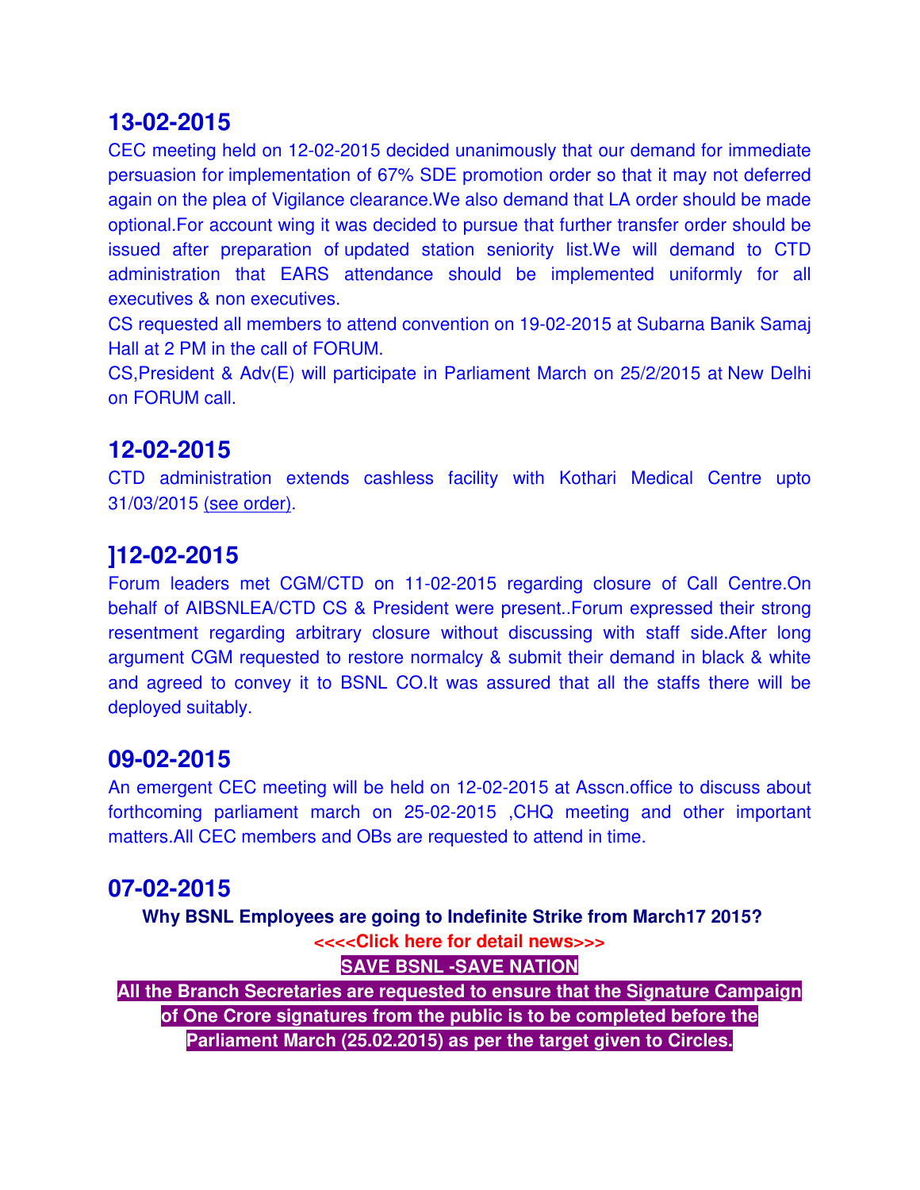## 13-02-2015

CEC meeting held on 12-02-2015 decided unanimously that our demand for immediate persuasion for implementation of 67% SDE promotion order so that it may not deferred again on the plea of Vigilance clearance.We also demand that LA order should be made optional.For account wing it was decided to pursue that further transfer order should be issued after preparation of updated station seniority list.We will demand to CTD administration that EARS attendance should be implemented uniformly for all executives & non executives.

CS requested all members to attend convention on 19-02-2015 at Subarna Banik Samaj Hall at 2 PM in the call of FORUM.

CS,President & Adv(E) will participate in Parliament March on 25/2/2015 at New Delhi on FORUM call.

## 12-02-2015

CTD administration extends cashless facility with Kothari Medical Centre upto 31/03/2015 (see order).

## ]12-02-2015

Forum leaders met CGM/CTD on 11-02-2015 regarding closure of Call Centre.On behalf of AIBSNLEA/CTD CS & President were present..Forum expressed their strong resentment regarding arbitrary closure without discussing with staff side.After long argument CGM requested to restore normalcy & submit their demand in black & white and agreed to convey it to BSNL CO.It was assured that all the staffs there will be deployed suitably.

## 09-02-2015

An emergent CEC meeting will be held on 12-02-2015 at Asscn.office to discuss about forthcoming parliament march on 25-02-2015 ,CHQ meeting and other important matters.All CEC members and OBs are requested to attend in time.

## 07-02-2015

**Why BSNL Employees are going to Indefinite Strike from March17 2015?**

**<<<<Click here for detail news>>>**

**SAVE BSNL -SAVE NATION**

**All the Branch Secretaries are requested to ensure that the Signature Campaign of One Crore signatures from the public is to be completed before the Parliament March (25.02.2015) as per the target given to Circles.**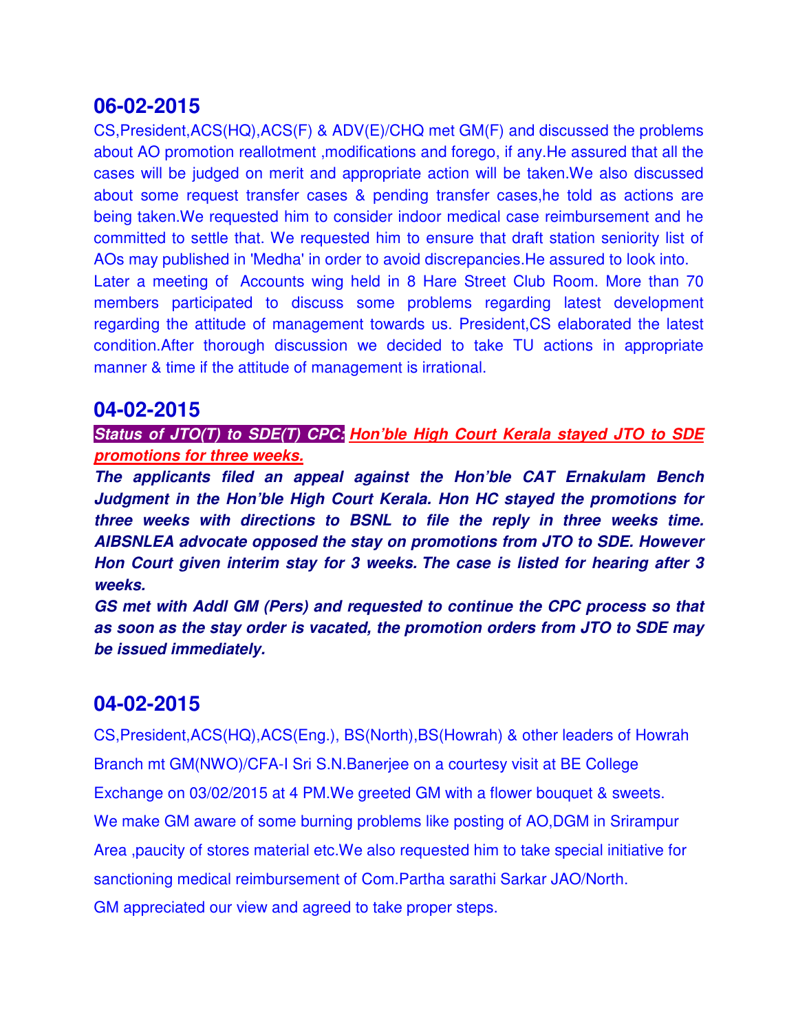## 06-02-2015

CS,President,ACS(HQ),ACS(F) & ADV(E)/CHQ met GM(F) and discussed the problems about AO promotion reallotment ,modifications and forego, if any.He assured that all the cases will be judged on merit and appropriate action will be taken.We also discussed about some request transfer cases & pending transfer cases,he told as actions are being taken.We requested him to consider indoor medical case reimbursement and he committed to settle that. We requested him to ensure that draft station seniority list of AOs may published in 'Medha' in order to avoid discrepancies.He assured to look into.

Later a meeting of Accounts wing held in 8 Hare Street Club Room. More than 70 members participated to discuss some problems regarding latest development regarding the attitude of management towards us. President,CS elaborated the latest condition.After thorough discussion we decided to take TU actions in appropriate manner & time if the attitude of management is irrational.

## 04-02-2015

***Status of JTO(T) to SDE(T) CPC:*** ***Hon'ble High Court Kerala stayed JTO to SDE promotions for three weeks.***

***The applicants filed an appeal against the Hon'ble CAT Ernakulam Bench Judgment in the Hon'ble High Court Kerala. Hon HC stayed the promotions for three weeks with directions to BSNL to file the reply in three weeks time. AIBSNLEA advocate opposed the stay on promotions from JTO to SDE. However Hon Court given interim stay for 3 weeks. The case is listed for hearing after 3 weeks.***

***GS met with Addl GM (Pers) and requested to continue the CPC process so that as soon as the stay order is vacated, the promotion orders from JTO to SDE may be issued immediately.***

## 04-02-2015

CS,President,ACS(HQ),ACS(Eng.), BS(North),BS(Howrah) & other leaders of Howrah Branch mt GM(NWO)/CFA-I Sri S.N.Banerjee on a courtesy visit at BE College Exchange on 03/02/2015 at 4 PM.We greeted GM with a flower bouquet & sweets. We make GM aware of some burning problems like posting of AO,DGM in Srirampur Area ,paucity of stores material etc.We also requested him to take special initiative for sanctioning medical reimbursement of Com.Partha sarathi Sarkar JAO/North. GM appreciated our view and agreed to take proper steps.